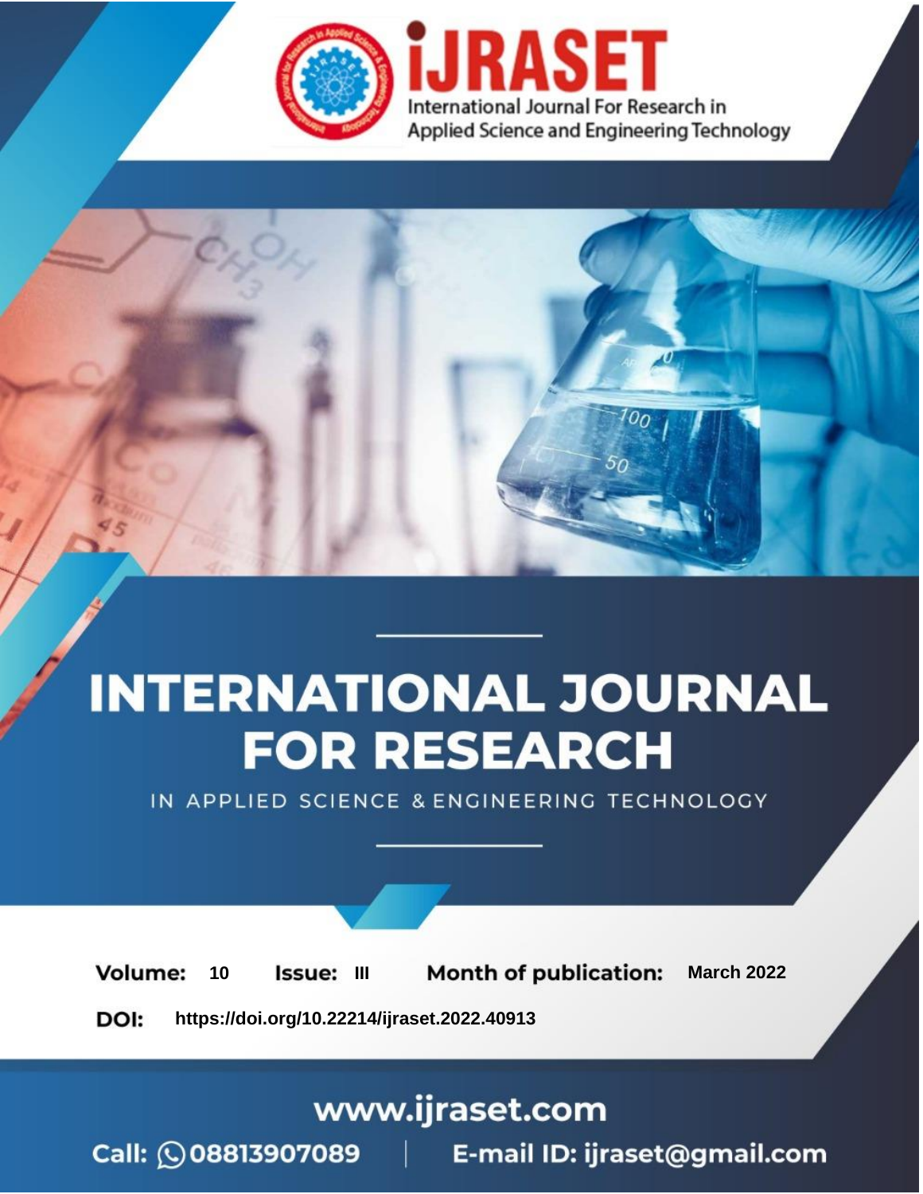iJRASET

International Journal For Research in Applied Science and Engineering Technology

# INTERNATIONAL JOURNAL FOR RESEARCH

IN APPLIED SCIENCE & ENGINEERING TECHNOLOGY

**Volume:** 10 **Issue:** III **Month of publication:** March 2022

**DOI:** https://doi.org/10.22214/ijraset.2022.40913

www.ijraset.com

Call: 08813907089 | E-mail ID: ijraset@gmail.com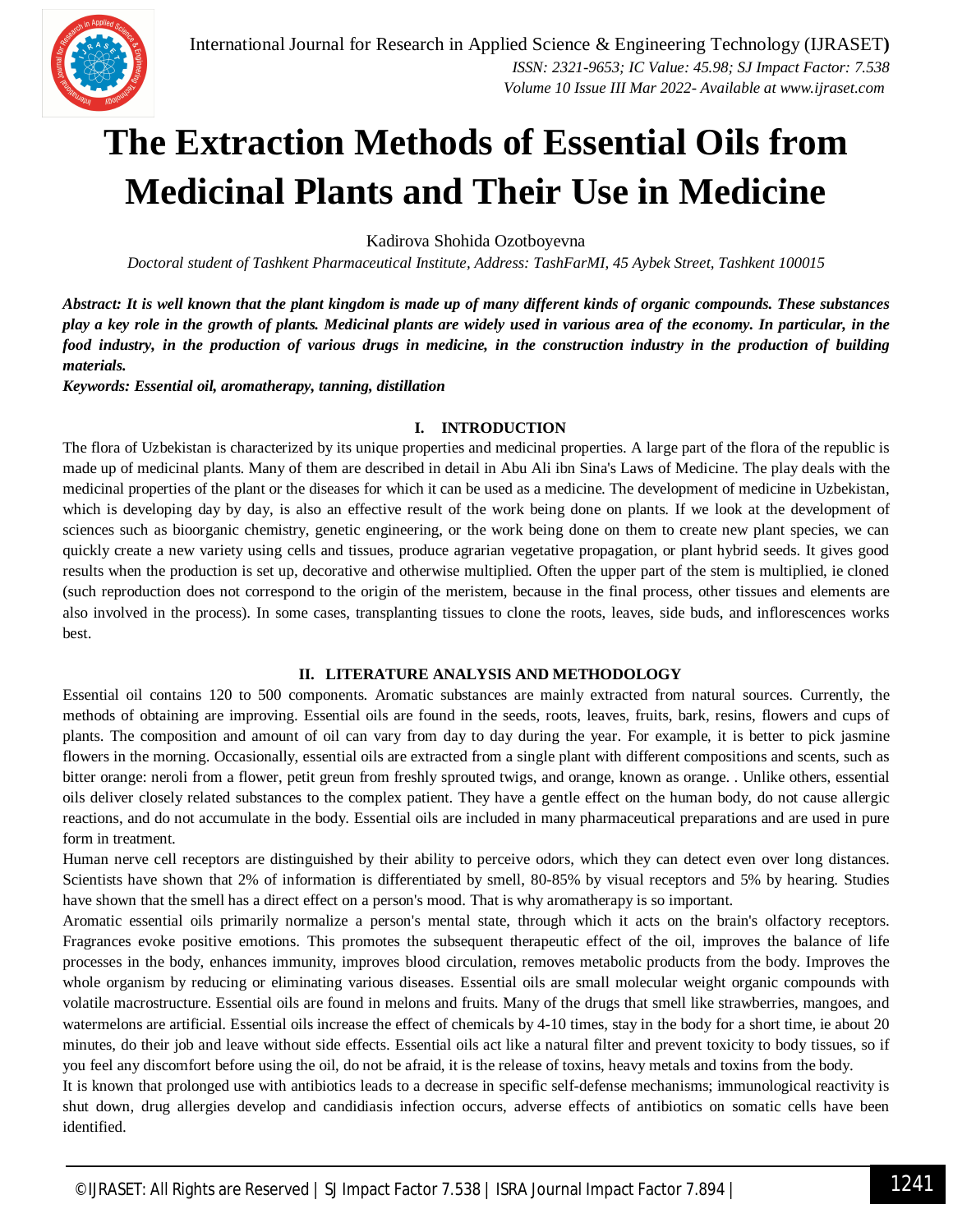# The Extraction Methods of Essential Oils from Medicinal Plants and Their Use in Medicine

Kadirova Shohida Ozotboyevna

*Doctoral student of Tashkent Pharmaceutical Institute, Address: TashFarMI, 45 Aybek Street, Tashkent 100015*

***Abstract:** It is well known that the plant kingdom is made up of many different kinds of organic compounds. These substances play a key role in the growth of plants. Medicinal plants are widely used in various area of the economy. In particular, in the food industry, in the production of various drugs in medicine, in the construction industry in the production of building materials.*

***Keywords:** Essential oil, aromatherapy, tanning, distillation*

## I. INTRODUCTION

The flora of Uzbekistan is characterized by its unique properties and medicinal properties. A large part of the flora of the republic is made up of medicinal plants. Many of them are described in detail in Abu Ali ibn Sina's Laws of Medicine. The play deals with the medicinal properties of the plant or the diseases for which it can be used as a medicine. The development of medicine in Uzbekistan, which is developing day by day, is also an effective result of the work being done on plants. If we look at the development of sciences such as bioorganic chemistry, genetic engineering, or the work being done on them to create new plant species, we can quickly create a new variety using cells and tissues, produce agrarian vegetative propagation, or plant hybrid seeds. It gives good results when the production is set up, decorative and otherwise multiplied. Often the upper part of the stem is multiplied, ie cloned (such reproduction does not correspond to the origin of the meristem, because in the final process, other tissues and elements are also involved in the process). In some cases, transplanting tissues to clone the roots, leaves, side buds, and inflorescences works best.

## II. LITERATURE ANALYSIS AND METHODOLOGY

Essential oil contains 120 to 500 components. Aromatic substances are mainly extracted from natural sources. Currently, the methods of obtaining are improving. Essential oils are found in the seeds, roots, leaves, fruits, bark, resins, flowers and cups of plants. The composition and amount of oil can vary from day to day during the year. For example, it is better to pick jasmine flowers in the morning. Occasionally, essential oils are extracted from a single plant with different compositions and scents, such as bitter orange: neroli from a flower, petit greun from freshly sprouted twigs, and orange, known as orange. . Unlike others, essential oils deliver closely related substances to the complex patient. They have a gentle effect on the human body, do not cause allergic reactions, and do not accumulate in the body. Essential oils are included in many pharmaceutical preparations and are used in pure form in treatment.

Human nerve cell receptors are distinguished by their ability to perceive odors, which they can detect even over long distances. Scientists have shown that 2% of information is differentiated by smell, 80-85% by visual receptors and 5% by hearing. Studies have shown that the smell has a direct effect on a person's mood. That is why aromatherapy is so important.

Aromatic essential oils primarily normalize a person's mental state, through which it acts on the brain's olfactory receptors. Fragrances evoke positive emotions. This promotes the subsequent therapeutic effect of the oil, improves the balance of life processes in the body, enhances immunity, improves blood circulation, removes metabolic products from the body. Improves the whole organism by reducing or eliminating various diseases. Essential oils are small molecular weight organic compounds with volatile macrostructure. Essential oils are found in melons and fruits. Many of the drugs that smell like strawberries, mangoes, and watermelons are artificial. Essential oils increase the effect of chemicals by 4-10 times, stay in the body for a short time, ie about 20 minutes, do their job and leave without side effects. Essential oils act like a natural filter and prevent toxicity to body tissues, so if you feel any discomfort before using the oil, do not be afraid, it is the release of toxins, heavy metals and toxins from the body.

It is known that prolonged use with antibiotics leads to a decrease in specific self-defense mechanisms; immunological reactivity is shut down, drug allergies develop and candidiasis infection occurs, adverse effects of antibiotics on somatic cells have been identified.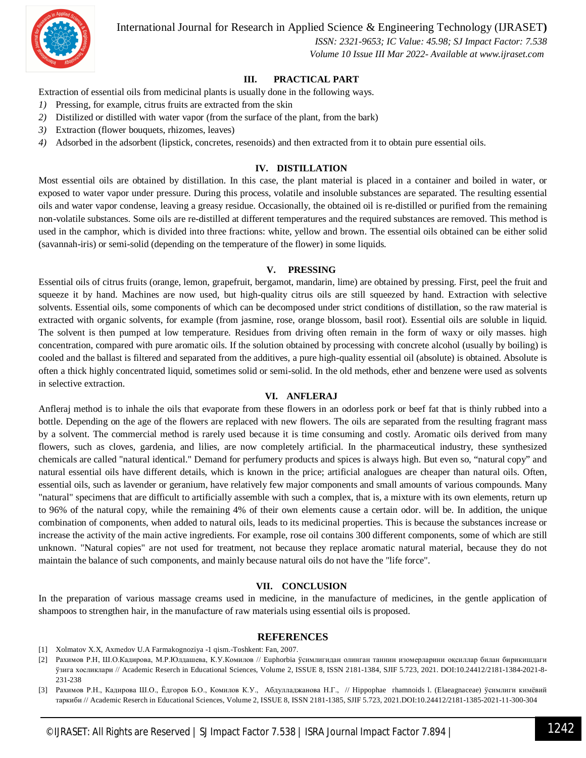## III. PRACTICAL PART

Extraction of essential oils from medicinal plants is usually done in the following ways.

1) Pressing, for example, citrus fruits are extracted from the skin
2) Distilized or distilled with water vapor (from the surface of the plant, from the bark)
3) Extraction (flower bouquets, rhizomes, leaves)
4) Adsorbed in the adsorbent (lipstick, concretes, resenoids) and then extracted from it to obtain pure essential oils.

## IV. DISTILLATION

Most essential oils are obtained by distillation. In this case, the plant material is placed in a container and boiled in water, or exposed to water vapor under pressure. During this process, volatile and insoluble substances are separated. The resulting essential oils and water vapor condense, leaving a greasy residue. Occasionally, the obtained oil is re-distilled or purified from the remaining non-volatile substances. Some oils are re-distilled at different temperatures and the required substances are removed. This method is used in the camphor, which is divided into three fractions: white, yellow and brown. The essential oils obtained can be either solid (savannah-iris) or semi-solid (depending on the temperature of the flower) in some liquids.

## V. PRESSING

Essential oils of citrus fruits (orange, lemon, grapefruit, bergamot, mandarin, lime) are obtained by pressing. First, peel the fruit and squeeze it by hand. Machines are now used, but high-quality citrus oils are still squeezed by hand. Extraction with selective solvents. Essential oils, some components of which can be decomposed under strict conditions of distillation, so the raw material is extracted with organic solvents, for example (from jasmine, rose, orange blossom, basil root). Essential oils are soluble in liquid. The solvent is then pumped at low temperature. Residues from driving often remain in the form of waxy or oily masses. high concentration, compared with pure aromatic oils. If the solution obtained by processing with concrete alcohol (usually by boiling) is cooled and the ballast is filtered and separated from the additives, a pure high-quality essential oil (absolute) is obtained. Absolute is often a thick highly concentrated liquid, sometimes solid or semi-solid. In the old methods, ether and benzene were used as solvents in selective extraction.

## VI. ANFLERAJ

Anfleraj method is to inhale the oils that evaporate from these flowers in an odorless pork or beef fat that is thinly rubbed into a bottle. Depending on the age of the flowers are replaced with new flowers. The oils are separated from the resulting fragrant mass by a solvent. The commercial method is rarely used because it is time consuming and costly. Aromatic oils derived from many flowers, such as cloves, gardenia, and lilies, are now completely artificial. In the pharmaceutical industry, these synthesized chemicals are called "natural identical." Demand for perfumery products and spices is always high. But even so, “natural copy” and natural essential oils have different details, which is known in the price; artificial analogues are cheaper than natural oils. Often, essential oils, such as lavender or geranium, have relatively few major components and small amounts of various compounds. Many "natural" specimens that are difficult to artificially assemble with such a complex, that is, a mixture with its own elements, return up to 96% of the natural copy, while the remaining 4% of their own elements cause a certain odor. will be. In addition, the unique combination of components, when added to natural oils, leads to its medicinal properties. This is because the substances increase or increase the activity of the main active ingredients. For example, rose oil contains 300 different components, some of which are still unknown. "Natural copies" are not used for treatment, not because they replace aromatic natural material, because they do not maintain the balance of such components, and mainly because natural oils do not have the "life force".

## VII. CONCLUSION

In the preparation of various massage creams used in medicine, in the manufacture of medicines, in the gentle application of shampoos to strengthen hair, in the manufacture of raw materials using essential oils is proposed.

## REFERENCES

[1] Xolmatov X.X, Axmedov U.A Farmakognoziya -1 qism.-Toshkent: Fan, 2007.

[2] Рахимов Р.Н, Ш.О.Кадирова, М.Р.Юлдашева, К.У.Комилов // Euphorbia ўсимлигидан олинган таннин изомерларини оқсиллар билан бирикишдаги ўзига хосликлари // Academic Reserch in Educational Sciences, Volume 2, ISSUE 8, ISSN 2181-1384, SJIF 5.723, 2021. DOI:10.24412/2181-1384-2021-8-231-238

[3] Рахимов Р.Н., Кадирова Ш.О., Ёдгоров Б.О., Комилов К.У., Абдулладжанова Н.Г., // Hippophae rhamnoids l. (Elaeagnaceae) ўсимлиги кимёвий таркиби // Academic Reserch in Educational Sciences, Volume 2, ISSUE 8, ISSN 2181-1385, SJIF 5.723, 2021.DOI:10.24412/2181-1385-2021-11-300-304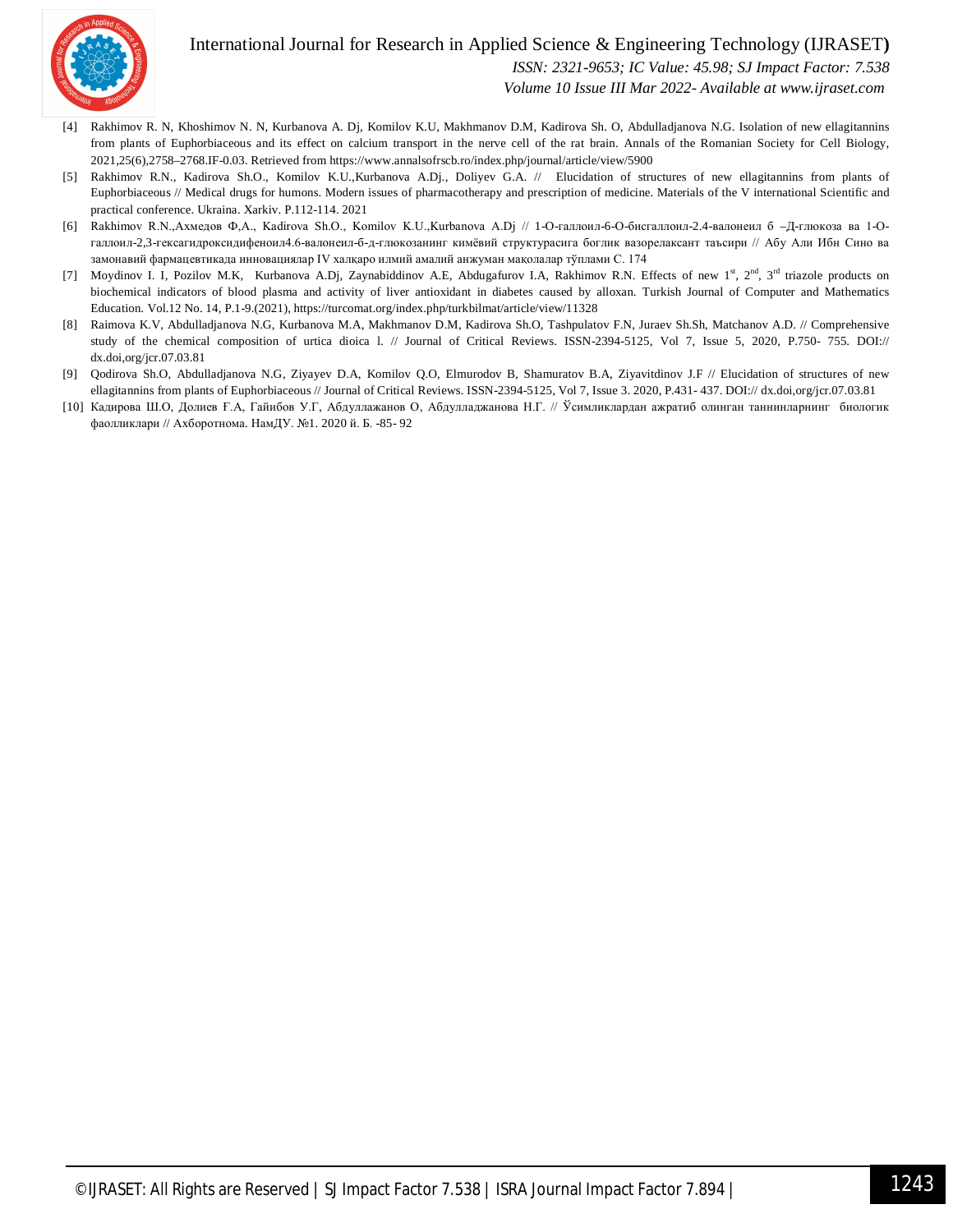[4] Rakhimov R. N, Khoshimov N. N, Kurbanova A. Dj, Komilov K.U, Makhmanov D.M, Kadirova Sh. O, Abdulladjanova N.G. Isolation of new ellagitannins from plants of Euphorbiaceous and its effect on calcium transport in the nerve cell of the rat brain. Annals of the Romanian Society for Cell Biology, 2021,25(6),2758–2768.IF-0.03. Retrieved from https://www.annalsofrscb.ro/index.php/journal/article/view/5900

[5] Rakhimov R.N., Kadirova Sh.O., Komilov K.U.,Kurbanova A.Dj., Doliyev G.A. // Elucidation of structures of new ellagitannins from plants of Euphorbiaceous // Medical drugs for humons. Modern issues of pharmacotherapy and prescription of medicine. Materials of the V international Scientific and practical conference. Ukraina. Xarkiv. P.112-114. 2021

[6] Rakhimov R.N.,Ахмедов Ф,А., Kadirova Sh.O., Komilov K.U.,Kurbanova A.Dj // 1-О-галлоил-6-О-бисгаллоил-2.4-валонеил б –Д-глюкоза ва 1-О-галлоил-2,3-гексагидроксидифеноил4.6-валонеил-б-д-глюкозанинг кимёвий структурасига боглик вазорелаксант таъсири // Абу Али Ибн Сино ва замонавий фармацевтикада инновациялар IV халқаро илмий амалий анжуман мақолалар тўплами С. 174

[7] Moydinov I. I, Pozilov M.K, Kurbanova A.Dj, Zaynabiddinov A.E, Abdugafurov I.A, Rakhimov R.N. Effects of new 1st, 2nd, 3rd triazole products on biochemical indicators of blood plasma and activity of liver antioxidant in diabetes caused by alloxan. Turkish Journal of Computer and Mathematics Education. Vol.12 No. 14, P.1-9.(2021), https://turcomat.org/index.php/turkbilmat/article/view/11328

[8] Raimova K.V, Abdulladjanova N.G, Kurbanova M.A, Makhmanov D.M, Kadirova Sh.O, Tashpulatov F.N, Juraev Sh.Sh, Matchanov A.D. // Comprehensive study of the chemical composition of urtica dioica l. // Journal of Critical Reviews. ISSN-2394-5125, Vol 7, Issue 5, 2020, P.750- 755. DOI:// dx.doi,org/jcr.07.03.81

[9] Qodirova Sh.O, Abdulladjanova N.G, Ziyayev D.A, Komilov Q.O, Elmurodov B, Shamuratov B.A, Ziyavitdinov J.F // Elucidation of structures of new ellagitannins from plants of Euphorbiaceous // Journal of Critical Reviews. ISSN-2394-5125, Vol 7, Issue 3. 2020, P.431- 437. DOI:// dx.doi,org/jcr.07.03.81

[10] Кадирова Ш.О, Долиев Ғ.А, Гайибов У.Г, Абдуллажанов О, Абдулладжанова Н.Г. // Ўсимликлардан ажратиб олинган таннинларнинг биологик фаолликлари // Ахборотнома. НамДУ. №1. 2020 й. Б. -85- 92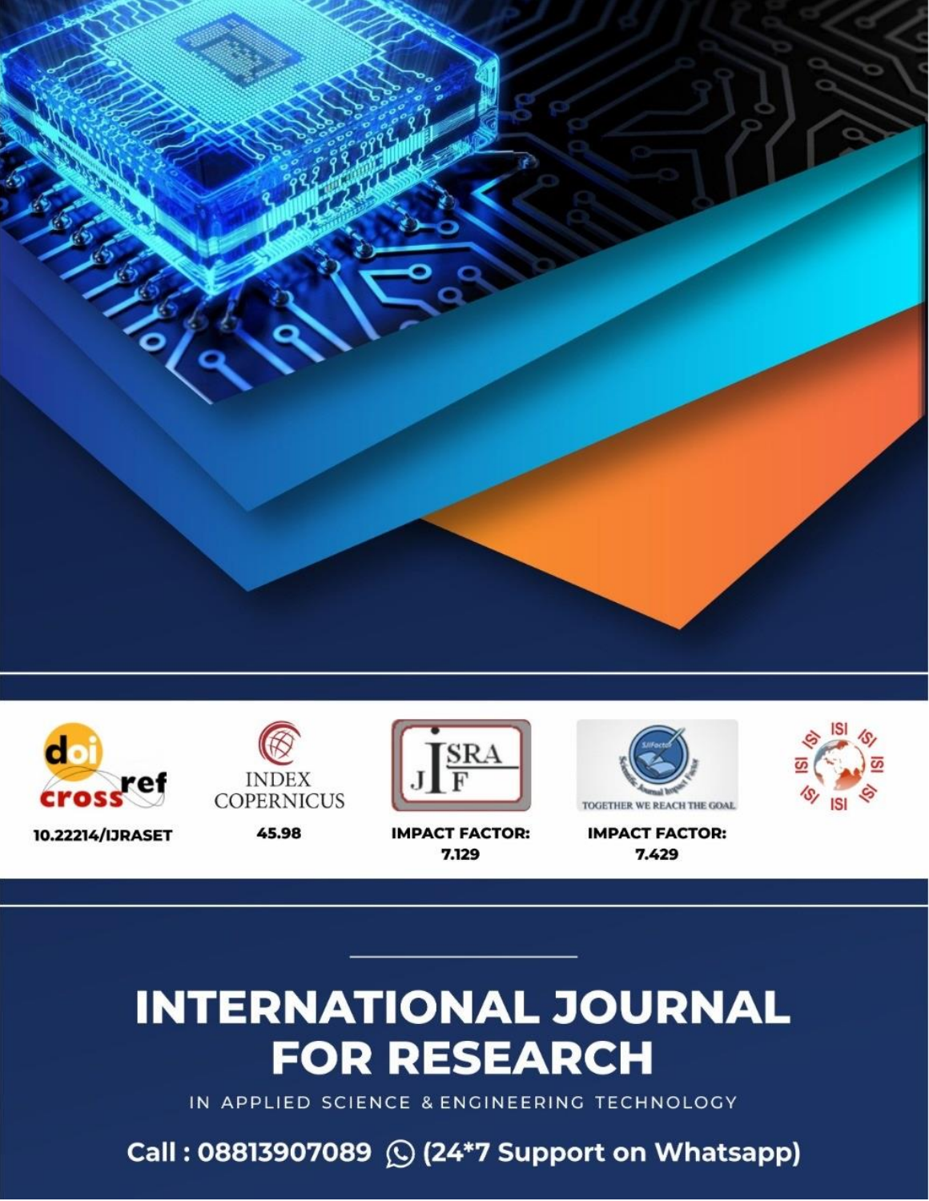10.22214/IJRASET

INDEX COPERNICUS

45.98

IMPACT FACTOR: 7.129

IMPACT FACTOR: 7.429

# INTERNATIONAL JOURNAL FOR RESEARCH

IN APPLIED SCIENCE & ENGINEERING TECHNOLOGY

Call : 08813907089 (24*7 Support on Whatsapp)